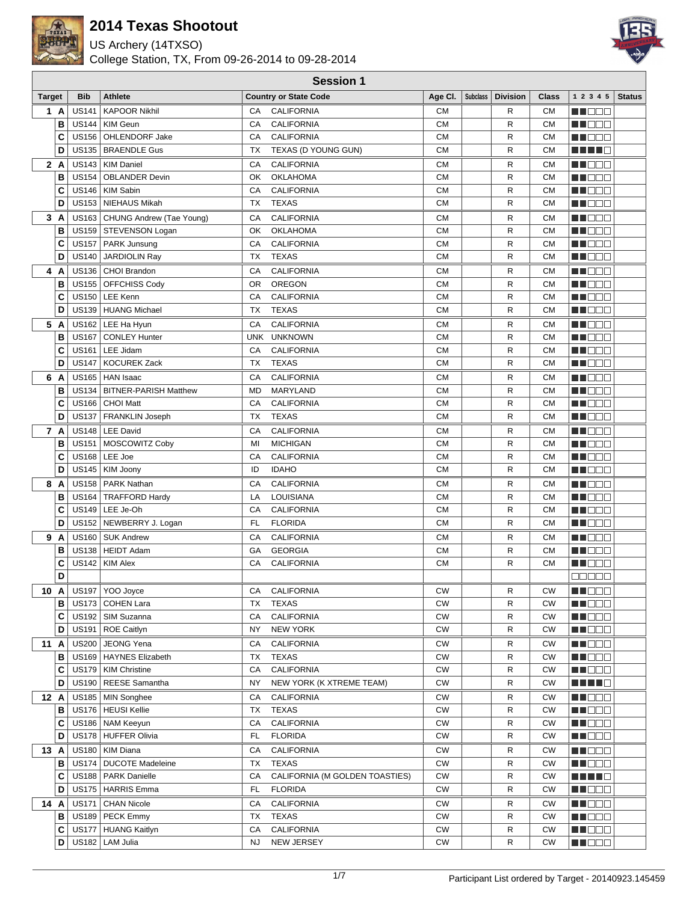# 2014 Texas Shootout

US Archery (14TXSO)

College Station, TX, From 09-26-2014 to 09-28-2014

## Session 1

| Target | | Bib | Athlete | Country or State Code | | Age Cl. | Subclass | Division | Class | 1 2 3 4 5 | Status |
|---|---|---|---|---|---|---|---|---|---|---|---|
| 1 | A | US141 | KAPOOR Nikhil | CA | CALIFORNIA | CM | | R | CM | ■■□□□ | |
| | B | US144 | KIM Geun | CA | CALIFORNIA | CM | | R | CM | ■■□□□ | |
| | C | US156 | OHLENDORF Jake | CA | CALIFORNIA | CM | | R | CM | ■■□□□ | |
| | D | US135 | BRAENDLE Gus | TX | TEXAS (D YOUNG GUN) | CM | | R | CM | ■■■■□ | |
| 2 | A | US143 | KIM Daniel | CA | CALIFORNIA | CM | | R | CM | ■■□□□ | |
| | B | US154 | OBLANDER Devin | OK | OKLAHOMA | CM | | R | CM | ■■□□□ | |
| | C | US146 | KIM Sabin | CA | CALIFORNIA | CM | | R | CM | ■■□□□ | |
| | D | US153 | NIEHAUS Mikah | TX | TEXAS | CM | | R | CM | ■■□□□ | |
| 3 | A | US163 | CHUNG Andrew (Tae Young) | CA | CALIFORNIA | CM | | R | CM | ■■□□□ | |
| | B | US159 | STEVENSON Logan | OK | OKLAHOMA | CM | | R | CM | ■■□□□ | |
| | C | US157 | PARK Junsung | CA | CALIFORNIA | CM | | R | CM | ■■□□□ | |
| | D | US140 | JARDIOLIN Ray | TX | TEXAS | CM | | R | CM | ■■□□□ | |
| 4 | A | US136 | CHOI Brandon | CA | CALIFORNIA | CM | | R | CM | ■■□□□ | |
| | B | US155 | OFFCHISS Cody | OR | OREGON | CM | | R | CM | ■■□□□ | |
| | C | US150 | LEE Kenn | CA | CALIFORNIA | CM | | R | CM | ■■□□□ | |
| | D | US139 | HUANG Michael | TX | TEXAS | CM | | R | CM | ■■□□□ | |
| 5 | A | US162 | LEE Ha Hyun | CA | CALIFORNIA | CM | | R | CM | ■■□□□ | |
| | B | US167 | CONLEY Hunter | UNK | UNKNOWN | CM | | R | CM | ■■□□□ | |
| | C | US161 | LEE Jidam | CA | CALIFORNIA | CM | | R | CM | ■■□□□ | |
| | D | US147 | KOCUREK Zack | TX | TEXAS | CM | | R | CM | ■■□□□ | |
| 6 | A | US165 | HAN Isaac | CA | CALIFORNIA | CM | | R | CM | ■■□□□ | |
| | B | US134 | BITNER-PARISH Matthew | MD | MARYLAND | CM | | R | CM | ■■□□□ | |
| | C | US166 | CHOI Matt | CA | CALIFORNIA | CM | | R | CM | ■■□□□ | |
| | D | US137 | FRANKLIN Joseph | TX | TEXAS | CM | | R | CM | ■■□□□ | |
| 7 | A | US148 | LEE David | CA | CALIFORNIA | CM | | R | CM | ■■□□□ | |
| | B | US151 | MOSCOWITZ Coby | MI | MICHIGAN | CM | | R | CM | ■■□□□ | |
| | C | US168 | LEE Joe | CA | CALIFORNIA | CM | | R | CM | ■■□□□ | |
| | D | US145 | KIM Joony | ID | IDAHO | CM | | R | CM | ■■□□□ | |
| 8 | A | US158 | PARK Nathan | CA | CALIFORNIA | CM | | R | CM | ■■□□□ | |
| | B | US164 | TRAFFORD Hardy | LA | LOUISIANA | CM | | R | CM | ■■□□□ | |
| | C | US149 | LEE Je-Oh | CA | CALIFORNIA | CM | | R | CM | ■■□□□ | |
| | D | US152 | NEWBERRY J. Logan | FL | FLORIDA | CM | | R | CM | ■■□□□ | |
| 9 | A | US160 | SUK Andrew | CA | CALIFORNIA | CM | | R | CM | ■■□□□ | |
| | B | US138 | HEIDT Adam | GA | GEORGIA | CM | | R | CM | ■■□□□ | |
| | C | US142 | KIM Alex | CA | CALIFORNIA | CM | | R | CM | ■■□□□ | |
| | D | | | | | | | | | □□□□□ | |
| 10 | A | US197 | YOO Joyce | CA | CALIFORNIA | CW | | R | CW | ■■□□□ | |
| | B | US173 | COHEN Lara | TX | TEXAS | CW | | R | CW | ■■□□□ | |
| | C | US192 | SIM Suzanna | CA | CALIFORNIA | CW | | R | CW | ■■□□□ | |
| | D | US191 | ROE Caitlyn | NY | NEW YORK | CW | | R | CW | ■■□□□ | |
| 11 | A | US200 | JEONG Yena | CA | CALIFORNIA | CW | | R | CW | ■■□□□ | |
| | B | US169 | HAYNES Elizabeth | TX | TEXAS | CW | | R | CW | ■■□□□ | |
| | C | US179 | KIM Christine | CA | CALIFORNIA | CW | | R | CW | ■■□□□ | |
| | D | US190 | REESE Samantha | NY | NEW YORK (K XTREME TEAM) | CW | | R | CW | ■■■■□ | |
| 12 | A | US185 | MIN Songhee | CA | CALIFORNIA | CW | | R | CW | ■■□□□ | |
| | B | US176 | HEUSI Kellie | TX | TEXAS | CW | | R | CW | ■■□□□ | |
| | C | US186 | NAM Keeyun | CA | CALIFORNIA | CW | | R | CW | ■■□□□ | |
| | D | US178 | HUFFER Olivia | FL | FLORIDA | CW | | R | CW | ■■□□□ | |
| 13 | A | US180 | KIM Diana | CA | CALIFORNIA | CW | | R | CW | ■■□□□ | |
| | B | US174 | DUCOTE Madeleine | TX | TEXAS | CW | | R | CW | ■■□□□ | |
| | C | US188 | PARK Danielle | CA | CALIFORNIA (M GOLDEN TOASTIES) | CW | | R | CW | ■■■■□ | |
| | D | US175 | HARRIS Emma | FL | FLORIDA | CW | | R | CW | ■■□□□ | |
| 14 | A | US171 | CHAN Nicole | CA | CALIFORNIA | CW | | R | CW | ■■□□□ | |
| | B | US189 | PECK Emmy | TX | TEXAS | CW | | R | CW | ■■□□□ | |
| | C | US177 | HUANG Kaitlyn | CA | CALIFORNIA | CW | | R | CW | ■■□□□ | |
| | D | US182 | LAM Julia | NJ | NEW JERSEY | CW | | R | CW | ■■□□□ | |

Participant List ordered by Target - 20140923.145459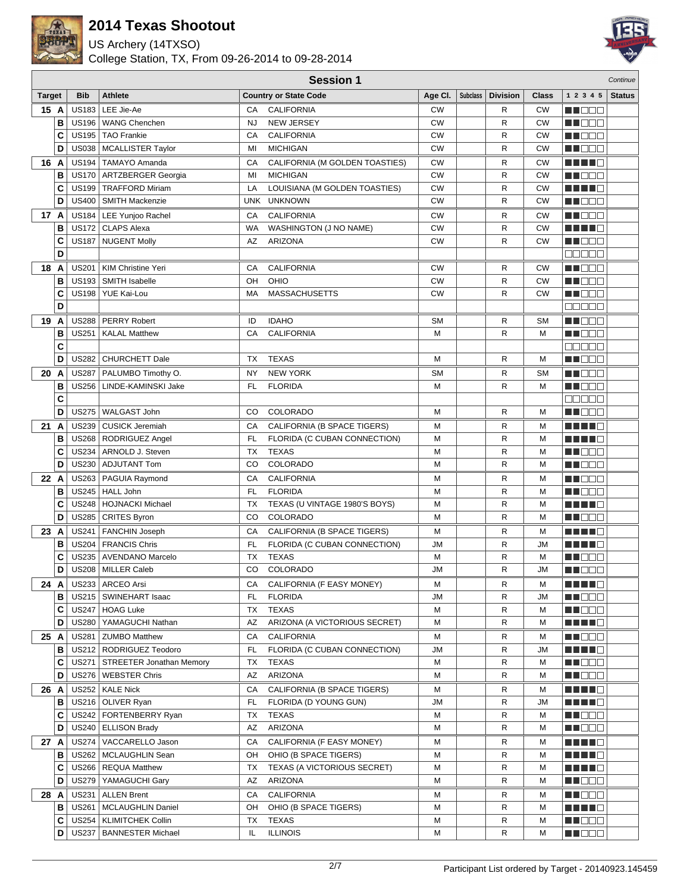# 2014 Texas Shootout

US Archery (14TXSO)

College Station, TX, From 09-26-2014 to 09-28-2014

## Session 1

*Continue*

| Target | | Bib | Athlete | Country or State Code | | Age Cl. | Subclass | Division | Class | 1 2 3 4 5 | Status |
|---|---|---|---|---|---|---|---|---|---|---|---|
| 15 | A | US183 | LEE Jie-Ae | CA | CALIFORNIA | CW | | R | CW | | |
| | B | US196 | WANG Chenchen | NJ | NEW JERSEY | CW | | R | CW | | |
| | C | US195 | TAO Frankie | CA | CALIFORNIA | CW | | R | CW | | |
| | D | US038 | MCALLISTER Taylor | MI | MICHIGAN | CW | | R | CW | | |
| 16 | A | US194 | TAMAYO Amanda | CA | CALIFORNIA (M GOLDEN TOASTIES) | CW | | R | CW | | |
| | B | US170 | ARTZBERGER Georgia | MI | MICHIGAN | CW | | R | CW | | |
| | C | US199 | TRAFFORD Miriam | LA | LOUISIANA (M GOLDEN TOASTIES) | CW | | R | CW | | |
| | D | US400 | SMITH Mackenzie | UNK | UNKNOWN | CW | | R | CW | | |
| 17 | A | US184 | LEE Yunjoo Rachel | CA | CALIFORNIA | CW | | R | CW | | |
| | B | US172 | CLAPS Alexa | WA | WASHINGTON (J NO NAME) | CW | | R | CW | | |
| | C | US187 | NUGENT Molly | AZ | ARIZONA | CW | | R | CW | | |
| | D | | | | | | | | | | |
| 18 | A | US201 | KIM Christine Yeri | CA | CALIFORNIA | CW | | R | CW | | |
| | B | US193 | SMITH Isabelle | OH | OHIO | CW | | R | CW | | |
| | C | US198 | YUE Kai-Lou | MA | MASSACHUSETTS | CW | | R | CW | | |
| | D | | | | | | | | | | |
| 19 | A | US288 | PERRY Robert | ID | IDAHO | SM | | R | SM | | |
| | B | US251 | KALAL Matthew | CA | CALIFORNIA | M | | R | M | | |
| | C | | | | | | | | | | |
| | D | US282 | CHURCHETT Dale | TX | TEXAS | M | | R | M | | |
| 20 | A | US287 | PALUMBO Timothy O. | NY | NEW YORK | SM | | R | SM | | |
| | B | US256 | LINDE-KAMINSKI Jake | FL | FLORIDA | M | | R | M | | |
| | C | | | | | | | | | | |
| | D | US275 | WALGAST John | CO | COLORADO | M | | R | M | | |
| 21 | A | US239 | CUSICK Jeremiah | CA | CALIFORNIA (B SPACE TIGERS) | M | | R | M | | |
| | B | US268 | RODRIGUEZ Angel | FL | FLORIDA (C CUBAN CONNECTION) | M | | R | M | | |
| | C | US234 | ARNOLD J. Steven | TX | TEXAS | M | | R | M | | |
| | D | US230 | ADJUTANT Tom | CO | COLORADO | M | | R | M | | |
| 22 | A | US263 | PAGUIA Raymond | CA | CALIFORNIA | M | | R | M | | |
| | B | US245 | HALL John | FL | FLORIDA | M | | R | M | | |
| | C | US248 | HOJNACKI Michael | TX | TEXAS (U VINTAGE 1980'S BOYS) | M | | R | M | | |
| | D | US285 | CRITES Byron | CO | COLORADO | M | | R | M | | |
| 23 | A | US241 | FANCHIN Joseph | CA | CALIFORNIA (B SPACE TIGERS) | M | | R | M | | |
| | B | US204 | FRANCIS Chris | FL | FLORIDA (C CUBAN CONNECTION) | JM | | R | JM | | |
| | C | US235 | AVENDANO Marcelo | TX | TEXAS | M | | R | M | | |
| | D | US208 | MILLER Caleb | CO | COLORADO | JM | | R | JM | | |
| 24 | A | US233 | ARCEO Arsi | CA | CALIFORNIA (F EASY MONEY) | M | | R | M | | |
| | B | US215 | SWINEHART Isaac | FL | FLORIDA | JM | | R | JM | | |
| | C | US247 | HOAG Luke | TX | TEXAS | M | | R | M | | |
| | D | US280 | YAMAGUCHI Nathan | AZ | ARIZONA (A VICTORIOUS SECRET) | M | | R | M | | |
| 25 | A | US281 | ZUMBO Matthew | CA | CALIFORNIA | M | | R | M | | |
| | B | US212 | RODRIGUEZ Teodoro | FL | FLORIDA (C CUBAN CONNECTION) | JM | | R | JM | | |
| | C | US271 | STREETER Jonathan Memory | TX | TEXAS | M | | R | M | | |
| | D | US276 | WEBSTER Chris | AZ | ARIZONA | M | | R | M | | |
| 26 | A | US252 | KALE Nick | CA | CALIFORNIA (B SPACE TIGERS) | M | | R | M | | |
| | B | US216 | OLIVER Ryan | FL | FLORIDA (D YOUNG GUN) | JM | | R | JM | | |
| | C | US242 | FORTENBERRY Ryan | TX | TEXAS | M | | R | M | | |
| | D | US240 | ELLISON Brady | AZ | ARIZONA | M | | R | M | | |
| 27 | A | US274 | VACCARELLO Jason | CA | CALIFORNIA (F EASY MONEY) | M | | R | M | | |
| | B | US262 | MCLAUGHLIN Sean | OH | OHIO (B SPACE TIGERS) | M | | R | M | | |
| | C | US266 | REQUA Matthew | TX | TEXAS (A VICTORIOUS SECRET) | M | | R | M | | |
| | D | US279 | YAMAGUCHI Gary | AZ | ARIZONA | M | | R | M | | |
| 28 | A | US231 | ALLEN Brent | CA | CALIFORNIA | M | | R | M | | |
| | B | US261 | MCLAUGHLIN Daniel | OH | OHIO (B SPACE TIGERS) | M | | R | M | | |
| | C | US254 | KLIMITCHEK Collin | TX | TEXAS | M | | R | M | | |
| | D | US237 | BANNESTER Michael | IL | ILLINOIS | M | | R | M | | |

Participant List ordered by Target - 20140923.145459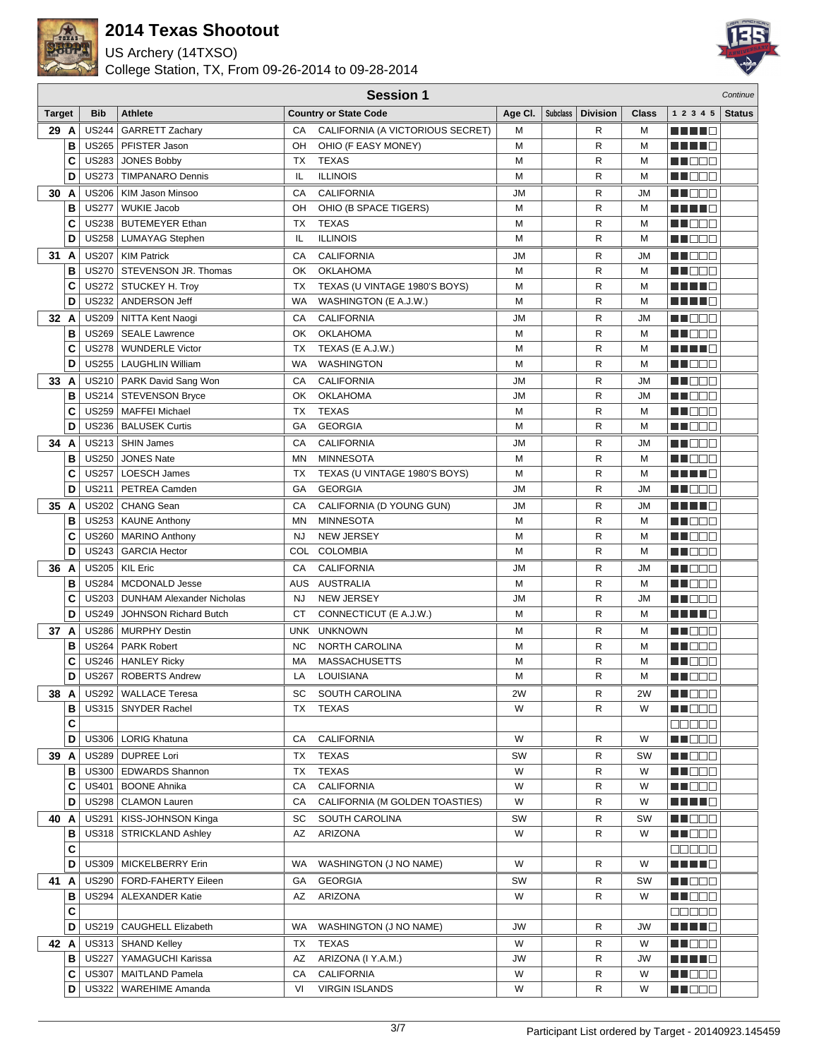# 2014 Texas Shootout

US Archery (14TXSO)

College Station, TX, From 09-26-2014 to 09-28-2014

## Session 1

*Continue*

| Target | | Bib | Athlete | Country or State Code | | Age Cl. | Subclass | Division | Class | 1 2 3 4 5 | Status |
|---|---|---|---|---|---|---|---|---|---|---|---|
| 29 | A | US244 | GARRETT Zachary | CA | CALIFORNIA (A VICTORIOUS SECRET) | M | | R | M | | |
| | B | US265 | PFISTER Jason | OH | OHIO (F EASY MONEY) | M | | R | M | | |
| | C | US283 | JONES Bobby | TX | TEXAS | M | | R | M | | |
| | D | US273 | TIMPANARO Dennis | IL | ILLINOIS | M | | R | M | | |
| 30 | A | US206 | KIM Jason Minsoo | CA | CALIFORNIA | JM | | R | JM | | |
| | B | US277 | WUKIE Jacob | OH | OHIO (B SPACE TIGERS) | M | | R | M | | |
| | C | US238 | BUTEMEYER Ethan | TX | TEXAS | M | | R | M | | |
| | D | US258 | LUMAYAG Stephen | IL | ILLINOIS | M | | R | M | | |
| 31 | A | US207 | KIM Patrick | CA | CALIFORNIA | JM | | R | JM | | |
| | B | US270 | STEVENSON JR. Thomas | OK | OKLAHOMA | M | | R | M | | |
| | C | US272 | STUCKEY H. Troy | TX | TEXAS (U VINTAGE 1980'S BOYS) | M | | R | M | | |
| | D | US232 | ANDERSON Jeff | WA | WASHINGTON (E A.J.W.) | M | | R | M | | |
| 32 | A | US209 | NITTA Kent Naogi | CA | CALIFORNIA | JM | | R | JM | | |
| | B | US269 | SEALE Lawrence | OK | OKLAHOMA | M | | R | M | | |
| | C | US278 | WUNDERLE Victor | TX | TEXAS (E A.J.W.) | M | | R | M | | |
| | D | US255 | LAUGHLIN William | WA | WASHINGTON | M | | R | M | | |
| 33 | A | US210 | PARK David Sang Won | CA | CALIFORNIA | JM | | R | JM | | |
| | B | US214 | STEVENSON Bryce | OK | OKLAHOMA | JM | | R | JM | | |
| | C | US259 | MAFFEI Michael | TX | TEXAS | M | | R | M | | |
| | D | US236 | BALUSEK Curtis | GA | GEORGIA | M | | R | M | | |
| 34 | A | US213 | SHIN James | CA | CALIFORNIA | JM | | R | JM | | |
| | B | US250 | JONES Nate | MN | MINNESOTA | M | | R | M | | |
| | C | US257 | LOESCH James | TX | TEXAS (U VINTAGE 1980'S BOYS) | M | | R | M | | |
| | D | US211 | PETREA Camden | GA | GEORGIA | JM | | R | JM | | |
| 35 | A | US202 | CHANG Sean | CA | CALIFORNIA (D YOUNG GUN) | JM | | R | JM | | |
| | B | US253 | KAUNE Anthony | MN | MINNESOTA | M | | R | M | | |
| | C | US260 | MARINO Anthony | NJ | NEW JERSEY | M | | R | M | | |
| | D | US243 | GARCIA Hector | COL | COLOMBIA | M | | R | M | | |
| 36 | A | US205 | KIL Eric | CA | CALIFORNIA | JM | | R | JM | | |
| | B | US284 | MCDONALD Jesse | AUS | AUSTRALIA | M | | R | M | | |
| | C | US203 | DUNHAM Alexander Nicholas | NJ | NEW JERSEY | JM | | R | JM | | |
| | D | US249 | JOHNSON Richard Butch | CT | CONNECTICUT (E A.J.W.) | M | | R | M | | |
| 37 | A | US286 | MURPHY Destin | UNK | UNKNOWN | M | | R | M | | |
| | B | US264 | PARK Robert | NC | NORTH CAROLINA | M | | R | M | | |
| | C | US246 | HANLEY Ricky | MA | MASSACHUSETTS | M | | R | M | | |
| | D | US267 | ROBERTS Andrew | LA | LOUISIANA | M | | R | M | | |
| 38 | A | US292 | WALLACE Teresa | SC | SOUTH CAROLINA | 2W | | R | 2W | | |
| | B | US315 | SNYDER Rachel | TX | TEXAS | W | | R | W | | |
| | C | | | | | | | | | | |
| | D | US306 | LORIG Khatuna | CA | CALIFORNIA | W | | R | W | | |
| 39 | A | US289 | DUPREE Lori | TX | TEXAS | SW | | R | SW | | |
| | B | US300 | EDWARDS Shannon | TX | TEXAS | W | | R | W | | |
| | C | US401 | BOONE Ahnika | CA | CALIFORNIA | W | | R | W | | |
| | D | US298 | CLAMON Lauren | CA | CALIFORNIA (M GOLDEN TOASTIES) | W | | R | W | | |
| 40 | A | US291 | KISS-JOHNSON Kinga | SC | SOUTH CAROLINA | SW | | R | SW | | |
| | B | US318 | STRICKLAND Ashley | AZ | ARIZONA | W | | R | W | | |
| | C | | | | | | | | | | |
| | D | US309 | MICKELBERRY Erin | WA | WASHINGTON (J NO NAME) | W | | R | W | | |
| 41 | A | US290 | FORD-FAHERTY Eileen | GA | GEORGIA | SW | | R | SW | | |
| | B | US294 | ALEXANDER Katie | AZ | ARIZONA | W | | R | W | | |
| | C | | | | | | | | | | |
| | D | US219 | CAUGHELL Elizabeth | WA | WASHINGTON (J NO NAME) | JW | | R | JW | | |
| 42 | A | US313 | SHAND Kelley | TX | TEXAS | W | | R | W | | |
| | B | US227 | YAMAGUCHI Karissa | AZ | ARIZONA (I Y.A.M.) | JW | | R | JW | | |
| | C | US307 | MAITLAND Pamela | CA | CALIFORNIA | W | | R | W | | |
| | D | US322 | WAREHIME Amanda | VI | VIRGIN ISLANDS | W | | R | W | | |

Participant List ordered by Target - 20140923.145459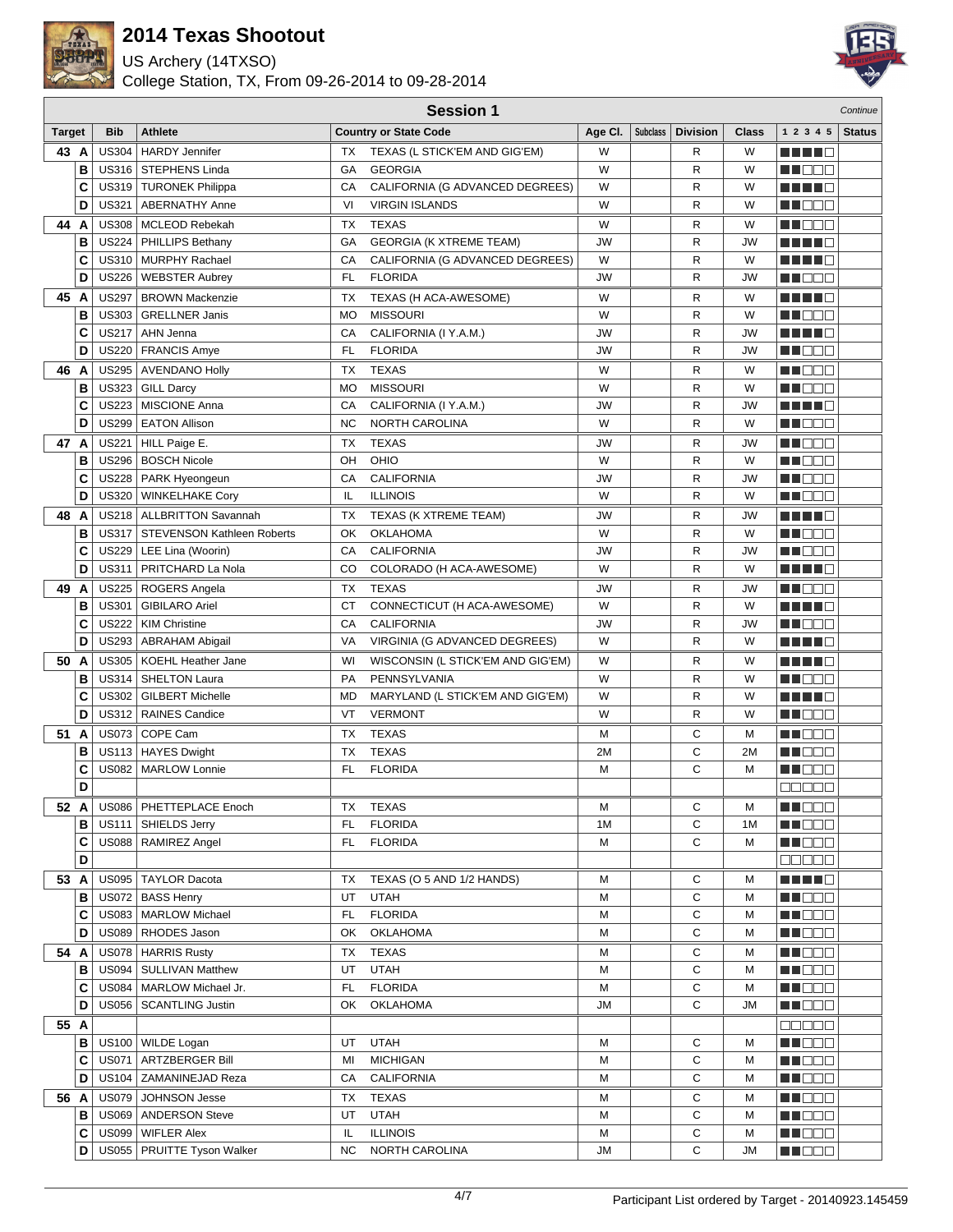# 2014 Texas Shootout

US Archery (14TXSO)
College Station, TX, From 09-26-2014 to 09-28-2014

## Session 1

*Continue*

| Target | | Bib | Athlete | Country or State Code | | Age Cl. | Subclass | Division | Class | 1 2 3 4 5 | Status |
|---|---|---|---|---|---|---|---|---|---|---|---|
| 43 | A | US304 | HARDY Jennifer | TX | TEXAS (L STICK'EM AND GIG'EM) | W | | R | W | ■■■■□ | |
| | B | US316 | STEPHENS Linda | GA | GEORGIA | W | | R | W | ■■□□□ | |
| | C | US319 | TURONEK Philippa | CA | CALIFORNIA (G ADVANCED DEGREES) | W | | R | W | ■■■■□ | |
| | D | US321 | ABERNATHY Anne | VI | VIRGIN ISLANDS | W | | R | W | ■■□□□ | |
| 44 | A | US308 | MCLEOD Rebekah | TX | TEXAS | W | | R | W | ■■□□□ | |
| | B | US224 | PHILLIPS Bethany | GA | GEORGIA (K XTREME TEAM) | JW | | R | JW | ■■■■□ | |
| | C | US310 | MURPHY Rachael | CA | CALIFORNIA (G ADVANCED DEGREES) | W | | R | W | ■■■■□ | |
| | D | US226 | WEBSTER Aubrey | FL | FLORIDA | JW | | R | JW | ■■□□□ | |
| 45 | A | US297 | BROWN Mackenzie | TX | TEXAS (H ACA-AWESOME) | W | | R | W | ■■■■□ | |
| | B | US303 | GRELLNER Janis | MO | MISSOURI | W | | R | W | ■■□□□ | |
| | C | US217 | AHN Jenna | CA | CALIFORNIA (I Y.A.M.) | JW | | R | JW | ■■■■□ | |
| | D | US220 | FRANCIS Amye | FL | FLORIDA | JW | | R | JW | ■■□□□ | |
| 46 | A | US295 | AVENDANO Holly | TX | TEXAS | W | | R | W | ■■□□□ | |
| | B | US323 | GILL Darcy | MO | MISSOURI | W | | R | W | ■■□□□ | |
| | C | US223 | MISCIONE Anna | CA | CALIFORNIA (I Y.A.M.) | JW | | R | JW | ■■■■□ | |
| | D | US299 | EATON Allison | NC | NORTH CAROLINA | W | | R | W | ■■□□□ | |
| 47 | A | US221 | HILL Paige E. | TX | TEXAS | JW | | R | JW | ■■□□□ | |
| | B | US296 | BOSCH Nicole | OH | OHIO | W | | R | W | ■■□□□ | |
| | C | US228 | PARK Hyeongeun | CA | CALIFORNIA | JW | | R | JW | ■■□□□ | |
| | D | US320 | WINKELHAKE Cory | IL | ILLINOIS | W | | R | W | ■■□□□ | |
| 48 | A | US218 | ALLBRITTON Savannah | TX | TEXAS (K XTREME TEAM) | JW | | R | JW | ■■■■□ | |
| | B | US317 | STEVENSON Kathleen Roberts | OK | OKLAHOMA | W | | R | W | ■■□□□ | |
| | C | US229 | LEE Lina (Woorin) | CA | CALIFORNIA | JW | | R | JW | ■■□□□ | |
| | D | US311 | PRITCHARD La Nola | CO | COLORADO (H ACA-AWESOME) | W | | R | W | ■■■■□ | |
| 49 | A | US225 | ROGERS Angela | TX | TEXAS | JW | | R | JW | ■■□□□ | |
| | B | US301 | GIBILARO Ariel | CT | CONNECTICUT (H ACA-AWESOME) | W | | R | W | ■■■■□ | |
| | C | US222 | KIM Christine | CA | CALIFORNIA | JW | | R | JW | ■■□□□ | |
| | D | US293 | ABRAHAM Abigail | VA | VIRGINIA (G ADVANCED DEGREES) | W | | R | W | ■■■■□ | |
| 50 | A | US305 | KOEHL Heather Jane | WI | WISCONSIN (L STICK'EM AND GIG'EM) | W | | R | W | ■■■■□ | |
| | B | US314 | SHELTON Laura | PA | PENNSYLVANIA | W | | R | W | ■■□□□ | |
| | C | US302 | GILBERT Michelle | MD | MARYLAND (L STICK'EM AND GIG'EM) | W | | R | W | ■■■■□ | |
| | D | US312 | RAINES Candice | VT | VERMONT | W | | R | W | ■■□□□ | |
| 51 | A | US073 | COPE Cam | TX | TEXAS | M | | C | M | ■■□□□ | |
| | B | US113 | HAYES Dwight | TX | TEXAS | 2M | | C | 2M | ■■□□□ | |
| | C | US082 | MARLOW Lonnie | FL | FLORIDA | M | | C | M | ■■□□□ | |
| | D | | | | | | | | | □□□□□ | |
| 52 | A | US086 | PHETTEPLACE Enoch | TX | TEXAS | M | | C | M | ■■□□□ | |
| | B | US111 | SHIELDS Jerry | FL | FLORIDA | 1M | | C | 1M | ■■□□□ | |
| | C | US088 | RAMIREZ Angel | FL | FLORIDA | M | | C | M | ■■□□□ | |
| | D | | | | | | | | | □□□□□ | |
| 53 | A | US095 | TAYLOR Dacota | TX | TEXAS (O 5 AND 1/2 HANDS) | M | | C | M | ■■■■□ | |
| | B | US072 | BASS Henry | UT | UTAH | M | | C | M | ■■□□□ | |
| | C | US083 | MARLOW Michael | FL | FLORIDA | M | | C | M | ■■□□□ | |
| | D | US089 | RHODES Jason | OK | OKLAHOMA | M | | C | M | ■■□□□ | |
| 54 | A | US078 | HARRIS Rusty | TX | TEXAS | M | | C | M | ■■□□□ | |
| | B | US094 | SULLIVAN Matthew | UT | UTAH | M | | C | M | ■■□□□ | |
| | C | US084 | MARLOW Michael Jr. | FL | FLORIDA | M | | C | M | ■■□□□ | |
| | D | US056 | SCANTLING Justin | OK | OKLAHOMA | JM | | C | JM | ■■□□□ | |
| 55 | A | | | | | | | | | □□□□□ | |
| | B | US100 | WILDE Logan | UT | UTAH | M | | C | M | ■■□□□ | |
| | C | US071 | ARTZBERGER Bill | MI | MICHIGAN | M | | C | M | ■■□□□ | |
| | D | US104 | ZAMANINEJAD Reza | CA | CALIFORNIA | M | | C | M | ■■□□□ | |
| 56 | A | US079 | JOHNSON Jesse | TX | TEXAS | M | | C | M | ■■□□□ | |
| | B | US069 | ANDERSON Steve | UT | UTAH | M | | C | M | ■■□□□ | |
| | C | US099 | WIFLER Alex | IL | ILLINOIS | M | | C | M | ■■□□□ | |
| | D | US055 | PRUITTE Tyson Walker | NC | NORTH CAROLINA | JM | | C | JM | ■■□□□ | |

Participant List ordered by Target - 20140923.145459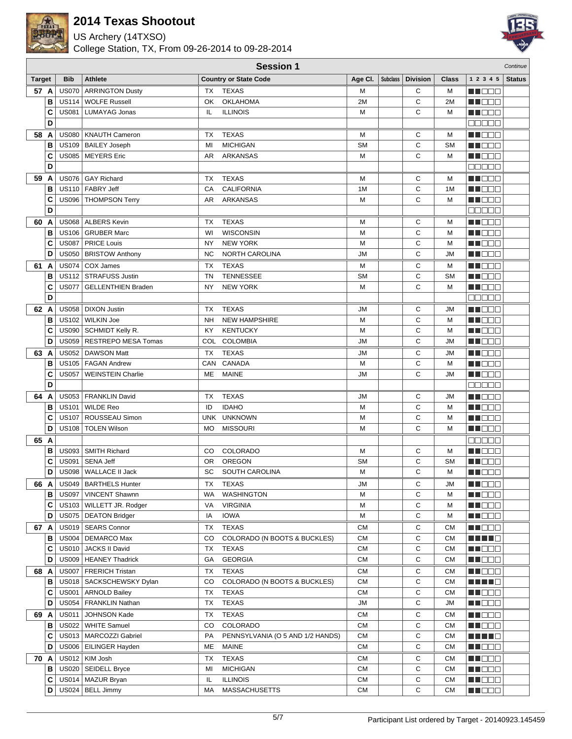# 2014 Texas Shootout

US Archery (14TXSO)

College Station, TX, From 09-26-2014 to 09-28-2014

## Session 1

*Continue*

| Target | | Bib | Athlete | Country or State Code | | Age Cl. | Subclass | Division | Class | 1 2 3 4 5 | Status |
|---|---|---|---|---|---|---|---|---|---|---|---|
| 57 | A | US070 | ARRINGTON Dusty | TX | TEXAS | M | | C | M | | |
| | B | US114 | WOLFE Russell | OK | OKLAHOMA | 2M | | C | 2M | | |
| | C | US081 | LUMAYAG Jonas | IL | ILLINOIS | M | | C | M | | |
| | D | | | | | | | | | | |
| 58 | A | US080 | KNAUTH Cameron | TX | TEXAS | M | | C | M | | |
| | B | US109 | BAILEY Joseph | MI | MICHIGAN | SM | | C | SM | | |
| | C | US085 | MEYERS Eric | AR | ARKANSAS | M | | C | M | | |
| | D | | | | | | | | | | |
| 59 | A | US076 | GAY Richard | TX | TEXAS | M | | C | M | | |
| | B | US110 | FABRY Jeff | CA | CALIFORNIA | 1M | | C | 1M | | |
| | C | US096 | THOMPSON Terry | AR | ARKANSAS | M | | C | M | | |
| | D | | | | | | | | | | |
| 60 | A | US068 | ALBERS Kevin | TX | TEXAS | M | | C | M | | |
| | B | US106 | GRUBER Marc | WI | WISCONSIN | M | | C | M | | |
| | C | US087 | PRICE Louis | NY | NEW YORK | M | | C | M | | |
| | D | US050 | BRISTOW Anthony | NC | NORTH CAROLINA | JM | | C | JM | | |
| 61 | A | US074 | COX James | TX | TEXAS | M | | C | M | | |
| | B | US112 | STRAFUSS Justin | TN | TENNESSEE | SM | | C | SM | | |
| | C | US077 | GELLENTHIEN Braden | NY | NEW YORK | M | | C | M | | |
| | D | | | | | | | | | | |
| 62 | A | US058 | DIXON Justin | TX | TEXAS | JM | | C | JM | | |
| | B | US102 | WILKIN Joe | NH | NEW HAMPSHIRE | M | | C | M | | |
| | C | US090 | SCHMIDT Kelly R. | KY | KENTUCKY | M | | C | M | | |
| | D | US059 | RESTREPO MESA Tomas | COL | COLOMBIA | JM | | C | JM | | |
| 63 | A | US052 | DAWSON Matt | TX | TEXAS | JM | | C | JM | | |
| | B | US105 | FAGAN Andrew | CAN | CANADA | M | | C | M | | |
| | C | US057 | WEINSTEIN Charlie | ME | MAINE | JM | | C | JM | | |
| | D | | | | | | | | | | |
| 64 | A | US053 | FRANKLIN David | TX | TEXAS | JM | | C | JM | | |
| | B | US101 | WILDE Reo | ID | IDAHO | M | | C | M | | |
| | C | US107 | ROUSSEAU Simon | UNK | UNKNOWN | M | | C | M | | |
| | D | US108 | TOLEN Wilson | MO | MISSOURI | M | | C | M | | |
| 65 | A | | | | | | | | | | |
| | B | US093 | SMITH Richard | CO | COLORADO | M | | C | M | | |
| | C | US091 | SENA Jeff | OR | OREGON | SM | | C | SM | | |
| | D | US098 | WALLACE II Jack | SC | SOUTH CAROLINA | M | | C | M | | |
| 66 | A | US049 | BARTHELS Hunter | TX | TEXAS | JM | | C | JM | | |
| | B | US097 | VINCENT Shawnn | WA | WASHINGTON | M | | C | M | | |
| | C | US103 | WILLETT JR. Rodger | VA | VIRGINIA | M | | C | M | | |
| | D | US075 | DEATON Bridger | IA | IOWA | M | | C | M | | |
| 67 | A | US019 | SEARS Connor | TX | TEXAS | CM | | C | CM | | |
| | B | US004 | DEMARCO Max | CO | COLORADO (N BOOTS & BUCKLES) | CM | | C | CM | | |
| | C | US010 | JACKS II David | TX | TEXAS | CM | | C | CM | | |
| | D | US009 | HEANEY Thadrick | GA | GEORGIA | CM | | C | CM | | |
| 68 | A | US007 | FRERICH Tristan | TX | TEXAS | CM | | C | CM | | |
| | B | US018 | SACKSCHEWSKY Dylan | CO | COLORADO (N BOOTS & BUCKLES) | CM | | C | CM | | |
| | C | US001 | ARNOLD Bailey | TX | TEXAS | CM | | C | CM | | |
| | D | US054 | FRANKLIN Nathan | TX | TEXAS | JM | | C | JM | | |
| 69 | A | US011 | JOHNSON Kade | TX | TEXAS | CM | | C | CM | | |
| | B | US022 | WHITE Samuel | CO | COLORADO | CM | | C | CM | | |
| | C | US013 | MARCOZZI Gabriel | PA | PENNSYLVANIA (O 5 AND 1/2 HANDS) | CM | | C | CM | | |
| | D | US006 | EILINGER Hayden | ME | MAINE | CM | | C | CM | | |
| 70 | A | US012 | KIM Josh | TX | TEXAS | CM | | C | CM | | |
| | B | US020 | SEIDELL Bryce | MI | MICHIGAN | CM | | C | CM | | |
| | C | US014 | MAZUR Bryan | IL | ILLINOIS | CM | | C | CM | | |
| | D | US024 | BELL Jimmy | MA | MASSACHUSETTS | CM | | C | CM | | |

Participant List ordered by Target - 20140923.145459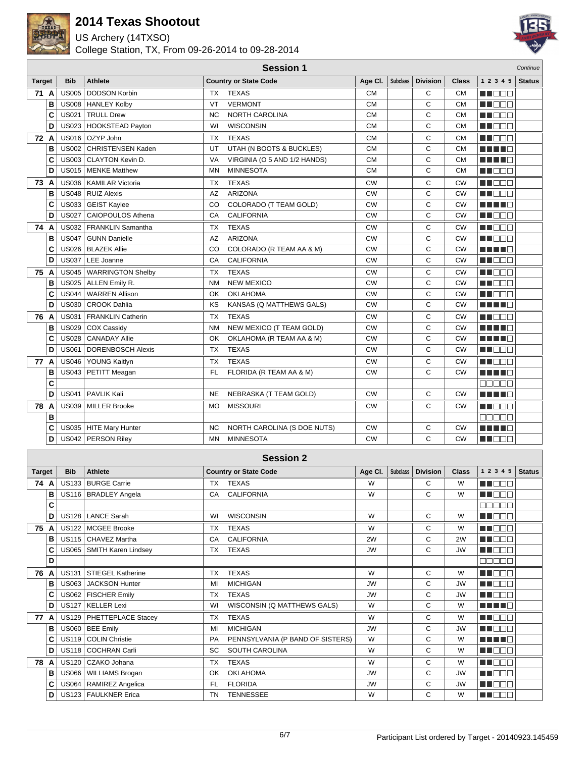# 2014 Texas Shootout

US Archery (14TXSO)

College Station, TX, From 09-26-2014 to 09-28-2014

## Session 1

*Continue*

| Target | | Bib | Athlete | Country or State Code | | Age Cl. | Subclass | Division | Class | 1 2 3 4 5 | Status |
|---|---|---|---|---|---|---|---|---|---|---|---|
| 71 | A | US005 | DODSON Korbin | TX | TEXAS | CM | | C | CM | | |
| | B | US008 | HANLEY Kolby | VT | VERMONT | CM | | C | CM | | |
| | C | US021 | TRULL Drew | NC | NORTH CAROLINA | CM | | C | CM | | |
| | D | US023 | HOOKSTEAD Payton | WI | WISCONSIN | CM | | C | CM | | |
| 72 | A | US016 | OZYP John | TX | TEXAS | CM | | C | CM | | |
| | B | US002 | CHRISTENSEN Kaden | UT | UTAH (N BOOTS & BUCKLES) | CM | | C | CM | | |
| | C | US003 | CLAYTON Kevin D. | VA | VIRGINIA (O 5 AND 1/2 HANDS) | CM | | C | CM | | |
| | D | US015 | MENKE Matthew | MN | MINNESOTA | CM | | C | CM | | |
| 73 | A | US036 | KAMILAR Victoria | TX | TEXAS | CW | | C | CW | | |
| | B | US048 | RUIZ Alexis | AZ | ARIZONA | CW | | C | CW | | |
| | C | US033 | GEIST Kaylee | CO | COLORADO (T TEAM GOLD) | CW | | C | CW | | |
| | D | US027 | CAIOPOULOS Athena | CA | CALIFORNIA | CW | | C | CW | | |
| 74 | A | US032 | FRANKLIN Samantha | TX | TEXAS | CW | | C | CW | | |
| | B | US047 | GUNN Danielle | AZ | ARIZONA | CW | | C | CW | | |
| | C | US026 | BLAZEK Allie | CO | COLORADO (R TEAM AA & M) | CW | | C | CW | | |
| | D | US037 | LEE Joanne | CA | CALIFORNIA | CW | | C | CW | | |
| 75 | A | US045 | WARRINGTON Shelby | TX | TEXAS | CW | | C | CW | | |
| | B | US025 | ALLEN Emily R. | NM | NEW MEXICO | CW | | C | CW | | |
| | C | US044 | WARREN Allison | OK | OKLAHOMA | CW | | C | CW | | |
| | D | US030 | CROOK Dahlia | KS | KANSAS (Q MATTHEWS GALS) | CW | | C | CW | | |
| 76 | A | US031 | FRANKLIN Catherin | TX | TEXAS | CW | | C | CW | | |
| | B | US029 | COX Cassidy | NM | NEW MEXICO (T TEAM GOLD) | CW | | C | CW | | |
| | C | US028 | CANADAY Allie | OK | OKLAHOMA (R TEAM AA & M) | CW | | C | CW | | |
| | D | US061 | DORENBOSCH Alexis | TX | TEXAS | CW | | C | CW | | |
| 77 | A | US046 | YOUNG Kaitlyn | TX | TEXAS | CW | | C | CW | | |
| | B | US043 | PETITT Meagan | FL | FLORIDA (R TEAM AA & M) | CW | | C | CW | | |
| | C | | | | | | | | | | |
| | D | US041 | PAVLIK Kali | NE | NEBRASKA (T TEAM GOLD) | CW | | C | CW | | |
| 78 | A | US039 | MILLER Brooke | MO | MISSOURI | CW | | C | CW | | |
| | B | | | | | | | | | | |
| | C | US035 | HITE Mary Hunter | NC | NORTH CAROLINA (S DOE NUTS) | CW | | C | CW | | |
| | D | US042 | PERSON Riley | MN | MINNESOTA | CW | | C | CW | | |

## Session 2

| Target | | Bib | Athlete | Country or State Code | | Age Cl. | Subclass | Division | Class | 1 2 3 4 5 | Status |
|---|---|---|---|---|---|---|---|---|---|---|---|
| 74 | A | US133 | BURGE Carrie | TX | TEXAS | W | | C | W | | |
| | B | US116 | BRADLEY Angela | CA | CALIFORNIA | W | | C | W | | |
| | C | | | | | | | | | | |
| | D | US128 | LANCE Sarah | WI | WISCONSIN | W | | C | W | | |
| 75 | A | US122 | MCGEE Brooke | TX | TEXAS | W | | C | W | | |
| | B | US115 | CHAVEZ Martha | CA | CALIFORNIA | 2W | | C | 2W | | |
| | C | US065 | SMITH Karen Lindsey | TX | TEXAS | JW | | C | JW | | |
| | D | | | | | | | | | | |
| 76 | A | US131 | STIEGEL Katherine | TX | TEXAS | W | | C | W | | |
| | B | US063 | JACKSON Hunter | MI | MICHIGAN | JW | | C | JW | | |
| | C | US062 | FISCHER Emily | TX | TEXAS | JW | | C | JW | | |
| | D | US127 | KELLER Lexi | WI | WISCONSIN (Q MATTHEWS GALS) | W | | C | W | | |
| 77 | A | US129 | PHETTEPLACE Stacey | TX | TEXAS | W | | C | W | | |
| | B | US060 | BEE Emily | MI | MICHIGAN | JW | | C | JW | | |
| | C | US119 | COLIN Christie | PA | PENNSYLVANIA (P BAND OF SISTERS) | W | | C | W | | |
| | D | US118 | COCHRAN Carli | SC | SOUTH CAROLINA | W | | C | W | | |
| 78 | A | US120 | CZAKO Johana | TX | TEXAS | W | | C | W | | |
| | B | US066 | WILLIAMS Brogan | OK | OKLAHOMA | JW | | C | JW | | |
| | C | US064 | RAMIREZ Angelica | FL | FLORIDA | JW | | C | JW | | |
| | D | US123 | FAULKNER Erica | TN | TENNESSEE | W | | C | W | | |

Participant List ordered by Target - 20140923.145459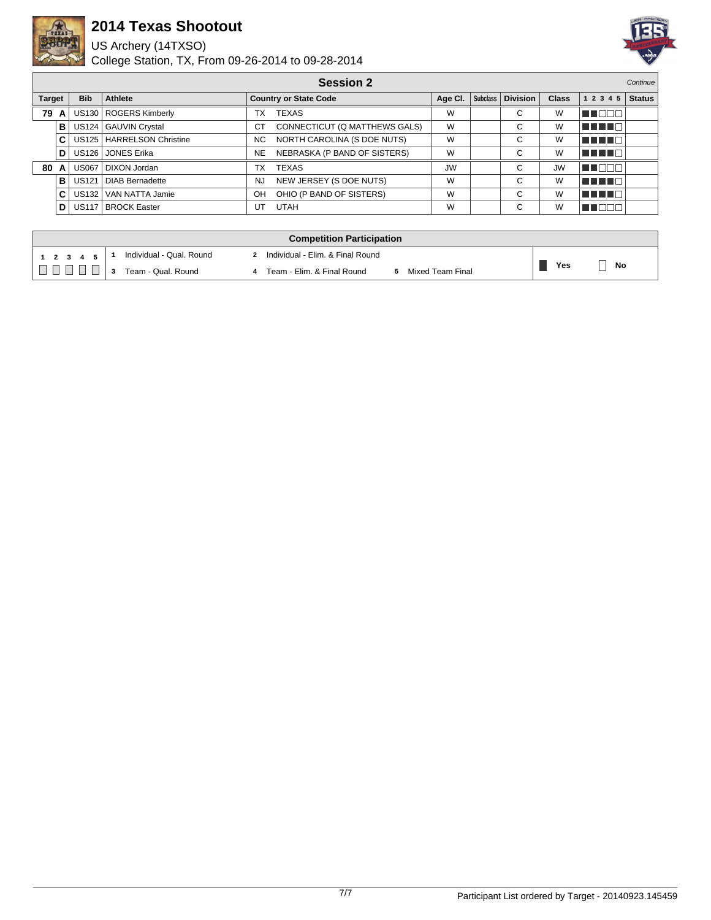# 2014 Texas Shootout

US Archery (14TXSO)
College Station, TX, From 09-26-2014 to 09-28-2014

## Session 2

*Continue*

| Target | | Bib | Athlete | Country or State Code | | Age Cl. | Subclass | Division | Class | 1 2 3 4 5 | Status |
|---|---|---|---|---|---|---|---|---|---|---|---|
| 79 | A | US130 | ROGERS Kimberly | TX | TEXAS | W | | C | W | ■■□□□ | |
| | B | US124 | GAUVIN Crystal | CT | CONNECTICUT (Q MATTHEWS GALS) | W | | C | W | ■■■■□ | |
| | C | US125 | HARRELSON Christine | NC | NORTH CAROLINA (S DOE NUTS) | W | | C | W | ■■■■□ | |
| | D | US126 | JONES Erika | NE | NEBRASKA (P BAND OF SISTERS) | W | | C | W | ■■■■□ | |
| 80 | A | US067 | DIXON Jordan | TX | TEXAS | JW | | C | JW | ■■□□□ | |
| | B | US121 | DIAB Bernadette | NJ | NEW JERSEY (S DOE NUTS) | W | | C | W | ■■■■□ | |
| | C | US132 | VAN NATTA Jamie | OH | OHIO (P BAND OF SISTERS) | W | | C | W | ■■■■□ | |
| | D | US117 | BROCK Easter | UT | UTAH | W | | C | W | ■■□□□ | |

## Competition Participation

| 1 2 3 4 5 | | | | |
|---|---|---|---|---|
| □ □ □ □ □ | 1 Individual - Qual. Round | 2 Individual - Elim. & Final Round | | ■ Yes □ No |
| | 3 Team - Qual. Round | 4 Team - Elim. & Final Round | 5 Mixed Team Final | |

Participant List ordered by Target - 20140923.145459